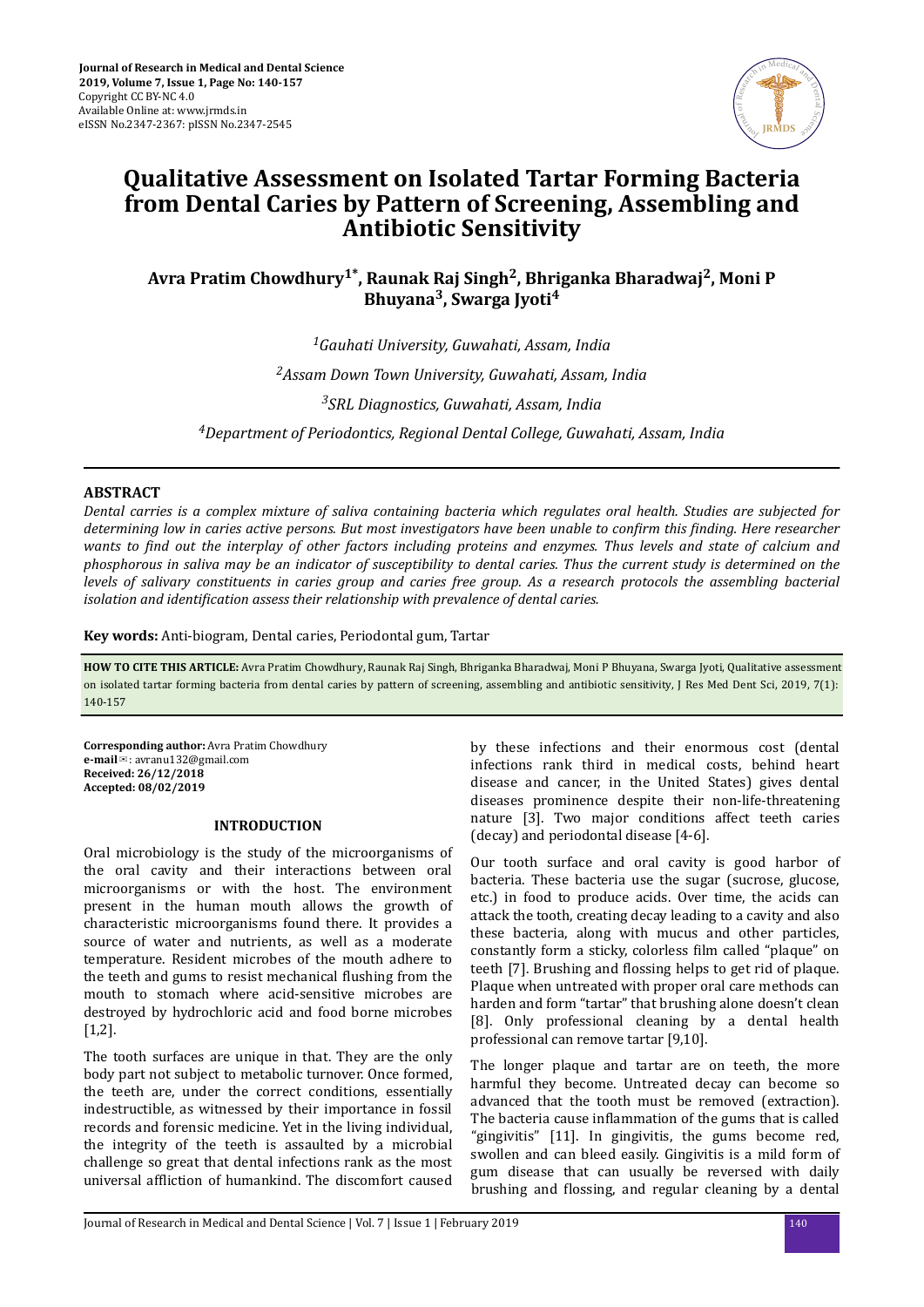# Qualitative Assessment on Isolated Tartar Forming Bacteria from Dental Caries by Pattern of Screening, Assembling and Antibiotic Sensitivity

**Avra Pratim Chowdhury[1*], Raunak Raj Singh[2], Bhriganka Bharadwaj[2], Moni P Bhuyana[3], Swarga Jyoti[4]**

*[1]Gauhati University, Guwahati, Assam, India*

*[2]Assam Down Town University, Guwahati, Assam, India*

*[3]SRL Diagnostics, Guwahati, Assam, India*

*[4]Department of Periodontics, Regional Dental College, Guwahati, Assam, India*

## ABSTRACT

*Dental carries is a complex mixture of saliva containing bacteria which regulates oral health. Studies are subjected for determining low in caries active persons. But most investigators have been unable to confirm this finding. Here researcher wants to find out the interplay of other factors including proteins and enzymes. Thus levels and state of calcium and phosphorous in saliva may be an indicator of susceptibility to dental caries. Thus the current study is determined on the levels of salivary constituents in caries group and caries free group. As a research protocols the assembling bacterial isolation and identification assess their relationship with prevalence of dental caries.*

**Key words:** Anti-biogram, Dental caries, Periodontal gum, Tartar

**HOW TO CITE THIS ARTICLE:** Avra Pratim Chowdhury, Raunak Raj Singh, Bhriganka Bharadwaj, Moni P Bhuyana, Swarga Jyoti, Qualitative assessment on isolated tartar forming bacteria from dental caries by pattern of screening, assembling and antibiotic sensitivity, J Res Med Dent Sci, 2019, 7(1): 140-157

**Corresponding author:** Avra Pratim Chowdhury
**e-mail**✉: avranu132@gmail.com
**Received: 26/12/2018**
**Accepted: 08/02/2019**

## INTRODUCTION

Oral microbiology is the study of the microorganisms of the oral cavity and their interactions between oral microorganisms or with the host. The environment present in the human mouth allows the growth of characteristic microorganisms found there. It provides a source of water and nutrients, as well as a moderate temperature. Resident microbes of the mouth adhere to the teeth and gums to resist mechanical flushing from the mouth to stomach where acid-sensitive microbes are destroyed by hydrochloric acid and food borne microbes [1,2].

The tooth surfaces are unique in that. They are the only body part not subject to metabolic turnover. Once formed, the teeth are, under the correct conditions, essentially indestructible, as witnessed by their importance in fossil records and forensic medicine. Yet in the living individual, the integrity of the teeth is assaulted by a microbial challenge so great that dental infections rank as the most universal affliction of humankind. The discomfort caused by these infections and their enormous cost (dental infections rank third in medical costs, behind heart disease and cancer, in the United States) gives dental diseases prominence despite their non-life-threatening nature [3]. Two major conditions affect teeth caries (decay) and periodontal disease [4-6].

Our tooth surface and oral cavity is good harbor of bacteria. These bacteria use the sugar (sucrose, glucose, etc.) in food to produce acids. Over time, the acids can attack the tooth, creating decay leading to a cavity and also these bacteria, along with mucus and other particles, constantly form a sticky, colorless film called "plaque" on teeth [7]. Brushing and flossing helps to get rid of plaque. Plaque when untreated with proper oral care methods can harden and form "tartar" that brushing alone doesn't clean [8]. Only professional cleaning by a dental health professional can remove tartar [9,10].

The longer plaque and tartar are on teeth, the more harmful they become. Untreated decay can become so advanced that the tooth must be removed (extraction). The bacteria cause inflammation of the gums that is called "gingivitis" [11]. In gingivitis, the gums become red, swollen and can bleed easily. Gingivitis is a mild form of gum disease that can usually be reversed with daily brushing and flossing, and regular cleaning by a dental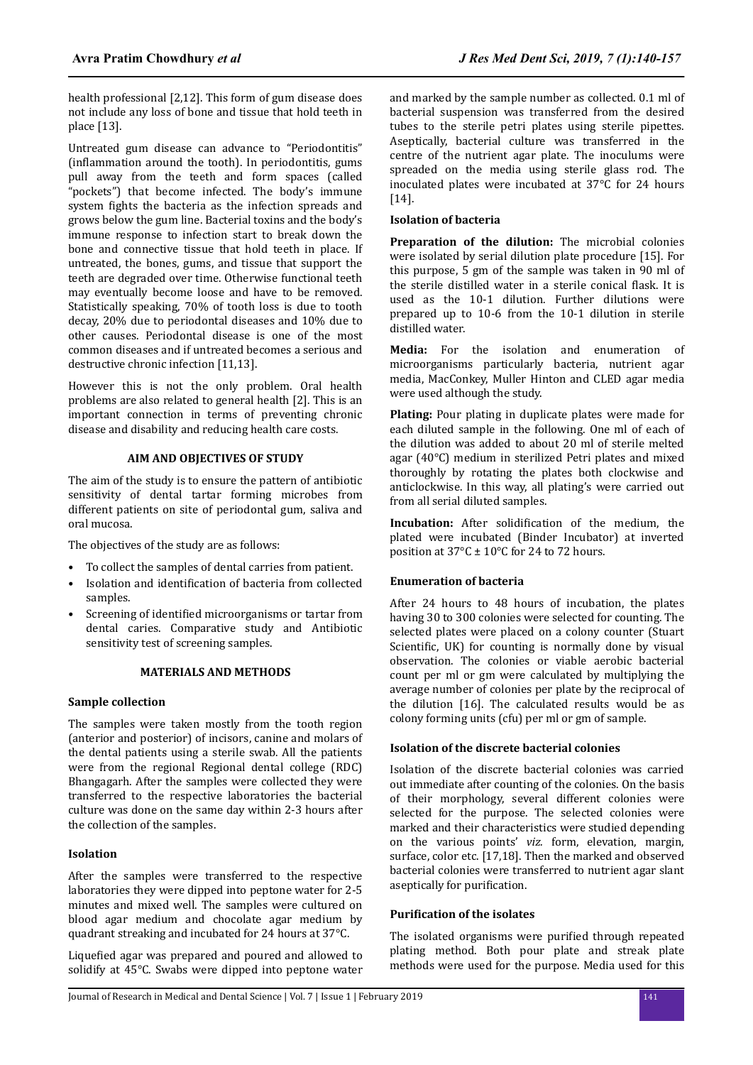health professional [2,12]. This form of gum disease does not include any loss of bone and tissue that hold teeth in place [13].

Untreated gum disease can advance to "Periodontitis" (inflammation around the tooth). In periodontitis, gums pull away from the teeth and form spaces (called "pockets") that become infected. The body's immune system fights the bacteria as the infection spreads and grows below the gum line. Bacterial toxins and the body's immune response to infection start to break down the bone and connective tissue that hold teeth in place. If untreated, the bones, gums, and tissue that support the teeth are degraded over time. Otherwise functional teeth may eventually become loose and have to be removed. Statistically speaking, 70% of tooth loss is due to tooth decay, 20% due to periodontal diseases and 10% due to other causes. Periodontal disease is one of the most common diseases and if untreated becomes a serious and destructive chronic infection [11,13].

However this is not the only problem. Oral health problems are also related to general health [2]. This is an important connection in terms of preventing chronic disease and disability and reducing health care costs.

## AIM AND OBJECTIVES OF STUDY

The aim of the study is to ensure the pattern of antibiotic sensitivity of dental tartar forming microbes from different patients on site of periodontal gum, saliva and oral mucosa.

The objectives of the study are as follows:

- To collect the samples of dental carries from patient.
- Isolation and identification of bacteria from collected samples.
- Screening of identified microorganisms or tartar from dental caries. Comparative study and Antibiotic sensitivity test of screening samples.

## MATERIALS AND METHODS

### Sample collection

The samples were taken mostly from the tooth region (anterior and posterior) of incisors, canine and molars of the dental patients using a sterile swab. All the patients were from the regional Regional dental college (RDC) Bhangagarh. After the samples were collected they were transferred to the respective laboratories the bacterial culture was done on the same day within 2-3 hours after the collection of the samples.

### Isolation

After the samples were transferred to the respective laboratories they were dipped into peptone water for 2-5 minutes and mixed well. The samples were cultured on blood agar medium and chocolate agar medium by quadrant streaking and incubated for 24 hours at 37°C.

Liquefied agar was prepared and poured and allowed to solidify at 45°C. Swabs were dipped into peptone water and marked by the sample number as collected. 0.1 ml of bacterial suspension was transferred from the desired tubes to the sterile petri plates using sterile pipettes. Aseptically, bacterial culture was transferred in the centre of the nutrient agar plate. The inoculums were spreaded on the media using sterile glass rod. The inoculated plates were incubated at 37°C for 24 hours [14].

### Isolation of bacteria

**Preparation of the dilution:** The microbial colonies were isolated by serial dilution plate procedure [15]. For this purpose, 5 gm of the sample was taken in 90 ml of the sterile distilled water in a sterile conical flask. It is used as the 10-1 dilution. Further dilutions were prepared up to 10-6 from the 10-1 dilution in sterile distilled water.

**Media:** For the isolation and enumeration of microorganisms particularly bacteria, nutrient agar media, MacConkey, Muller Hinton and CLED agar media were used although the study.

**Plating:** Pour plating in duplicate plates were made for each diluted sample in the following. One ml of each of the dilution was added to about 20 ml of sterile melted agar (40°C) medium in sterilized Petri plates and mixed thoroughly by rotating the plates both clockwise and anticlockwise. In this way, all plating's were carried out from all serial diluted samples.

**Incubation:** After solidification of the medium, the plated were incubated (Binder Incubator) at inverted position at 37°C ± 10°C for 24 to 72 hours.

### Enumeration of bacteria

After 24 hours to 48 hours of incubation, the plates having 30 to 300 colonies were selected for counting. The selected plates were placed on a colony counter (Stuart Scientific, UK) for counting is normally done by visual observation. The colonies or viable aerobic bacterial count per ml or gm were calculated by multiplying the average number of colonies per plate by the reciprocal of the dilution [16]. The calculated results would be as colony forming units (cfu) per ml or gm of sample.

### Isolation of the discrete bacterial colonies

Isolation of the discrete bacterial colonies was carried out immediate after counting of the colonies. On the basis of their morphology, several different colonies were selected for the purpose. The selected colonies were marked and their characteristics were studied depending on the various points' *viz.* form, elevation, margin, surface, color etc. [17,18]. Then the marked and observed bacterial colonies were transferred to nutrient agar slant aseptically for purification.

### Purification of the isolates

The isolated organisms were purified through repeated plating method. Both pour plate and streak plate methods were used for the purpose. Media used for this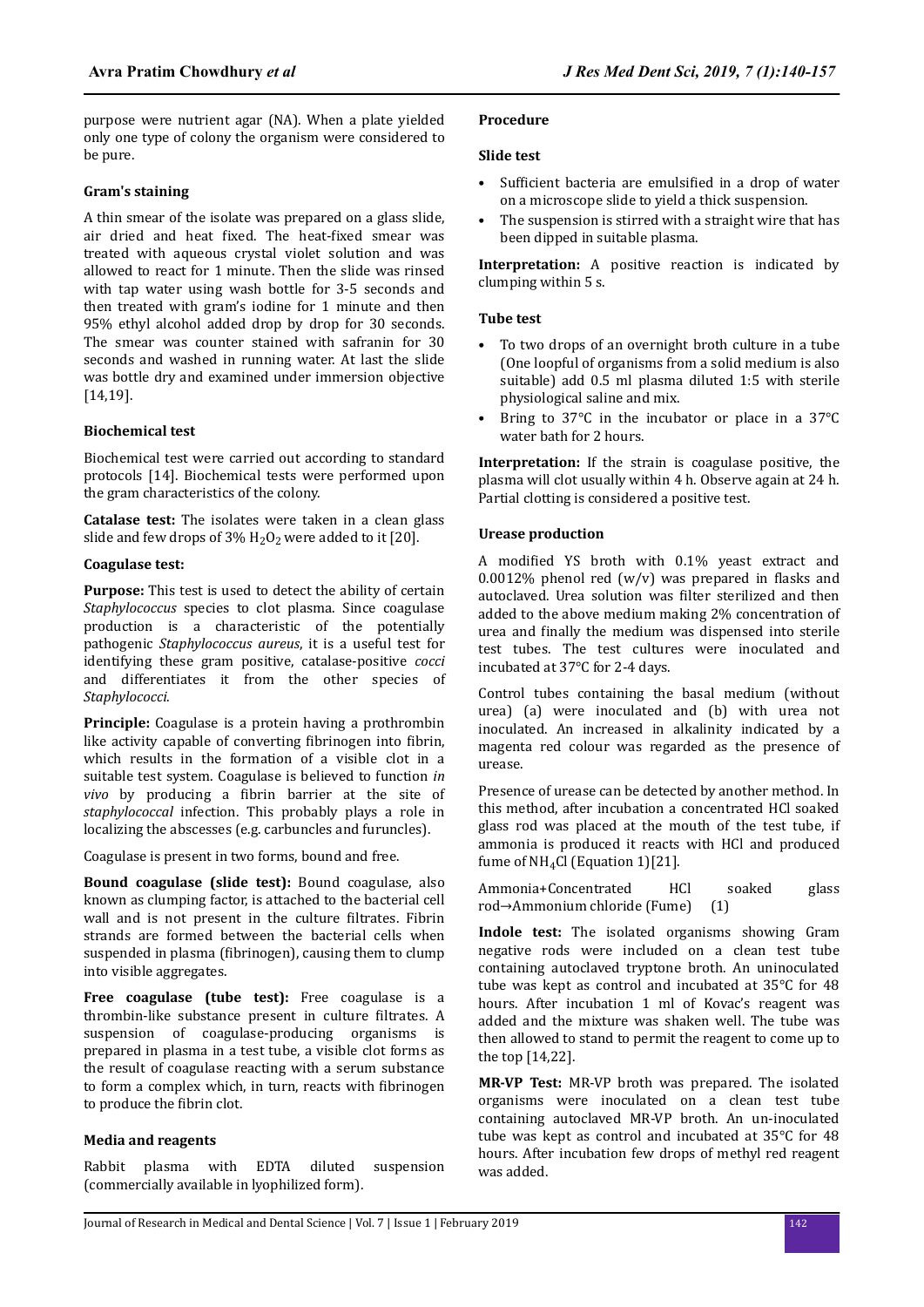purpose were nutrient agar (NA). When a plate yielded only one type of colony the organism were considered to be pure.

### Gram's staining

A thin smear of the isolate was prepared on a glass slide, air dried and heat fixed. The heat-fixed smear was treated with aqueous crystal violet solution and was allowed to react for 1 minute. Then the slide was rinsed with tap water using wash bottle for 3-5 seconds and then treated with gram's iodine for 1 minute and then 95% ethyl alcohol added drop by drop for 30 seconds. The smear was counter stained with safranin for 30 seconds and washed in running water. At last the slide was bottle dry and examined under immersion objective [14,19].

### Biochemical test

Biochemical test were carried out according to standard protocols [14]. Biochemical tests were performed upon the gram characteristics of the colony.

**Catalase test:** The isolates were taken in a clean glass slide and few drops of 3% $H_2O_2$ were added to it [20].

**Coagulase test:**

**Purpose:** This test is used to detect the ability of certain *Staphylococcus* species to clot plasma. Since coagulase production is a characteristic of the potentially pathogenic *Staphylococcus aureus*, it is a useful test for identifying these gram positive, catalase-positive *cocci* and differentiates it from the other species of *Staphylococci*.

**Principle:** Coagulase is a protein having a prothrombin like activity capable of converting fibrinogen into fibrin, which results in the formation of a visible clot in a suitable test system. Coagulase is believed to function *in vivo* by producing a fibrin barrier at the site of *staphylococcal* infection. This probably plays a role in localizing the abscesses (e.g. carbuncles and furuncles).

Coagulase is present in two forms, bound and free.

**Bound coagulase (slide test):** Bound coagulase, also known as clumping factor, is attached to the bacterial cell wall and is not present in the culture filtrates. Fibrin strands are formed between the bacterial cells when suspended in plasma (fibrinogen), causing them to clump into visible aggregates.

**Free coagulase (tube test):** Free coagulase is a thrombin-like substance present in culture filtrates. A suspension of coagulase-producing organisms is prepared in plasma in a test tube, a visible clot forms as the result of coagulase reacting with a serum substance to form a complex which, in turn, reacts with fibrinogen to produce the fibrin clot.

### Media and reagents

Rabbit plasma with EDTA diluted suspension (commercially available in lyophilized form).

### Procedure

### Slide test

- Sufficient bacteria are emulsified in a drop of water on a microscope slide to yield a thick suspension.
- The suspension is stirred with a straight wire that has been dipped in suitable plasma.

**Interpretation:** A positive reaction is indicated by clumping within 5 s.

### Tube test

- To two drops of an overnight broth culture in a tube (One loopful of organisms from a solid medium is also suitable) add 0.5 ml plasma diluted 1:5 with sterile physiological saline and mix.
- Bring to 37°C in the incubator or place in a 37°C water bath for 2 hours.

**Interpretation:** If the strain is coagulase positive, the plasma will clot usually within 4 h. Observe again at 24 h. Partial clotting is considered a positive test.

### Urease production

A modified YS broth with 0.1% yeast extract and 0.0012% phenol red (w/v) was prepared in flasks and autoclaved. Urea solution was filter sterilized and then added to the above medium making 2% concentration of urea and finally the medium was dispensed into sterile test tubes. The test cultures were inoculated and incubated at 37°C for 2-4 days.

Control tubes containing the basal medium (without urea) (a) were inoculated and (b) with urea not inoculated. An increased in alkalinity indicated by a magenta red colour was regarded as the presence of urease.

Presence of urease can be detected by another method. In this method, after incubation a concentrated HCl soaked glass rod was placed at the mouth of the test tube, if ammonia is produced it reacts with HCl and produced fume of $NH_4Cl$ (Equation 1)[21].

Ammonia+Concentrated HCl soaked glass rod→Ammonium chloride (Fume) (1)

**Indole test:** The isolated organisms showing Gram negative rods were included on a clean test tube containing autoclaved tryptone broth. An uninoculated tube was kept as control and incubated at 35°C for 48 hours. After incubation 1 ml of Kovac's reagent was added and the mixture was shaken well. The tube was then allowed to stand to permit the reagent to come up to the top [14,22].

**MR-VP Test:** MR-VP broth was prepared. The isolated organisms were inoculated on a clean test tube containing autoclaved MR-VP broth. An un-inoculated tube was kept as control and incubated at 35°C for 48 hours. After incubation few drops of methyl red reagent was added.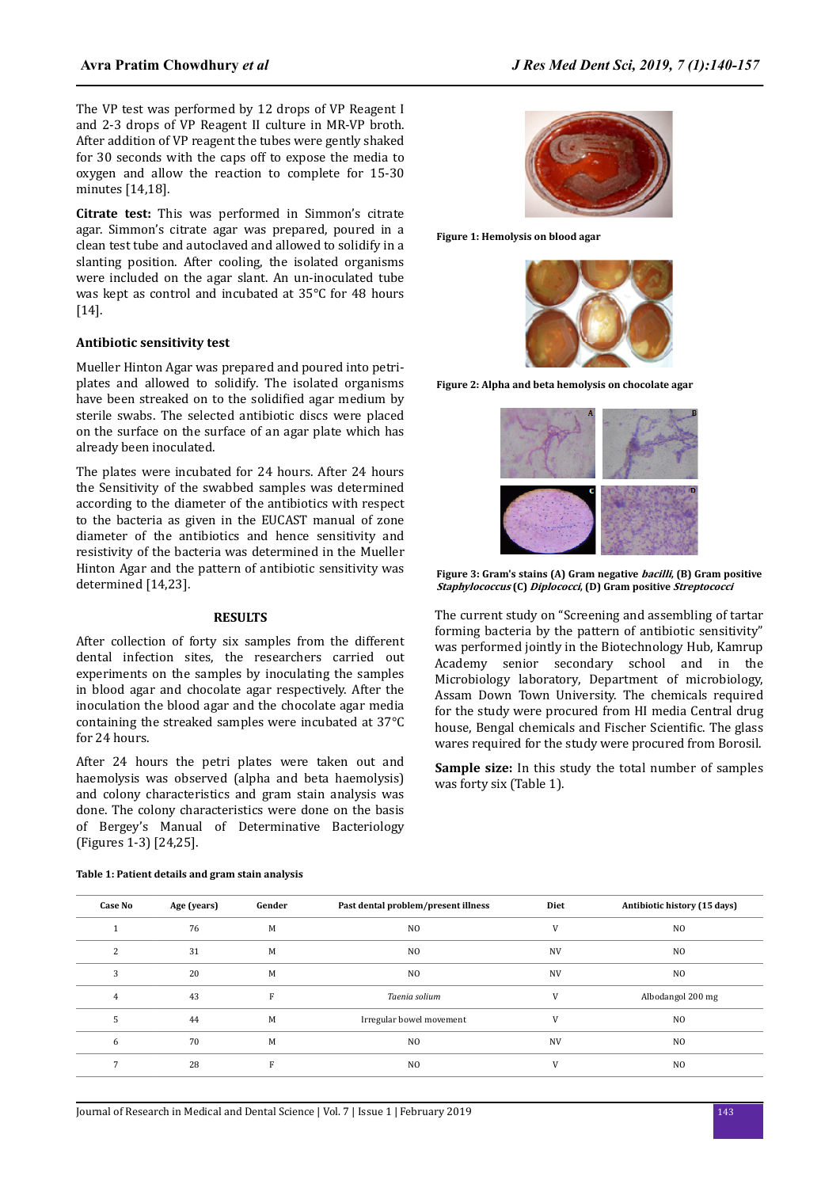The VP test was performed by 12 drops of VP Reagent I and 2-3 drops of VP Reagent II culture in MR-VP broth. After addition of VP reagent the tubes were gently shaked for 30 seconds with the caps off to expose the media to oxygen and allow the reaction to complete for 15-30 minutes [14,18].

**Citrate test:** This was performed in Simmon's citrate agar. Simmon's citrate agar was prepared, poured in a clean test tube and autoclaved and allowed to solidify in a slanting position. After cooling, the isolated organisms were included on the agar slant. An un-inoculated tube was kept as control and incubated at 35°C for 48 hours [14].

### Antibiotic sensitivity test

Mueller Hinton Agar was prepared and poured into petri-plates and allowed to solidify. The isolated organisms have been streaked on to the solidified agar medium by sterile swabs. The selected antibiotic discs were placed on the surface on the surface of an agar plate which has already been inoculated.

The plates were incubated for 24 hours. After 24 hours the Sensitivity of the swabbed samples was determined according to the diameter of the antibiotics with respect to the bacteria as given in the EUCAST manual of zone diameter of the antibiotics and hence sensitivity and resistivity of the bacteria was determined in the Mueller Hinton Agar and the pattern of antibiotic sensitivity was determined [14,23].

## RESULTS

After collection of forty six samples from the different dental infection sites, the researchers carried out experiments on the samples by inoculating the samples in blood agar and chocolate agar respectively. After the inoculation the blood agar and the chocolate agar media containing the streaked samples were incubated at 37°C for 24 hours.

After 24 hours the petri plates were taken out and haemolysis was observed (alpha and beta haemolysis) and colony characteristics and gram stain analysis was done. The colony characteristics were done on the basis of Bergey's Manual of Determinative Bacteriology (Figures 1-3) [24,25].

**Figure 1: Hemolysis on blood agar**

**Figure 2: Alpha and beta hemolysis on chocolate agar**

**Figure 3: Gram's stains (A) Gram negative *bacilli*, (B) Gram positive *Staphylococcus* (C) *Diplococci*, (D) Gram positive *Streptococci***

The current study on "Screening and assembling of tartar forming bacteria by the pattern of antibiotic sensitivity" was performed jointly in the Biotechnology Hub, Kamrup Academy senior secondary school and in the Microbiology laboratory, Department of microbiology, Assam Down Town University. The chemicals required for the study were procured from HI media Central drug house, Bengal chemicals and Fischer Scientific. The glass wares required for the study were procured from Borosil.

**Sample size:** In this study the total number of samples was forty six (Table 1).

**Table 1: Patient details and gram stain analysis**

| Case No | Age (years) | Gender | Past dental problem/present illness | Diet | Antibiotic history (15 days) |
|---|---|---|---|---|---|
| 1 | 76 | M | NO | V | NO |
| 2 | 31 | M | NO | NV | NO |
| 3 | 20 | M | NO | NV | NO |
| 4 | 43 | F | *Taenia solium* | V | Albodangol 200 mg |
| 5 | 44 | M | Irregular bowel movement | V | NO |
| 6 | 70 | M | NO | NV | NO |
| 7 | 28 | F | NO | V | NO |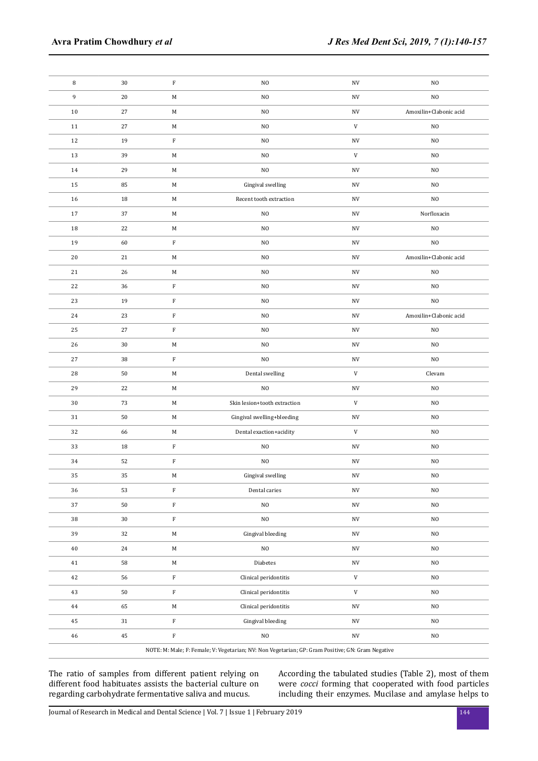| | | | | | |
|---|---|---|---|---|---|
| 8 | 30 | F | NO | NV | NO |
| 9 | 20 | M | NO | NV | NO |
| 10 | 27 | M | NO | NV | Amoxilin+Clabonic acid |
| 11 | 27 | M | NO | V | NO |
| 12 | 19 | F | NO | NV | NO |
| 13 | 39 | M | NO | V | NO |
| 14 | 29 | M | NO | NV | NO |
| 15 | 85 | M | Gingival swelling | NV | NO |
| 16 | 18 | M | Recent tooth extraction | NV | NO |
| 17 | 37 | M | NO | NV | Norfloxacin |
| 18 | 22 | M | NO | NV | NO |
| 19 | 60 | F | NO | NV | NO |
| 20 | 21 | M | NO | NV | Amoxilin+Clabonic acid |
| 21 | 26 | M | NO | NV | NO |
| 22 | 36 | F | NO | NV | NO |
| 23 | 19 | F | NO | NV | NO |
| 24 | 23 | F | NO | NV | Amoxilin+Clabonic acid |
| 25 | 27 | F | NO | NV | NO |
| 26 | 30 | M | NO | NV | NO |
| 27 | 38 | F | NO | NV | NO |
| 28 | 50 | M | Dental swelling | V | Clevam |
| 29 | 22 | M | NO | NV | NO |
| 30 | 73 | M | Skin lesion+tooth extraction | V | NO |
| 31 | 50 | M | Gingival swelling+bleeding | NV | NO |
| 32 | 66 | M | Dental exaction+acidity | V | NO |
| 33 | 18 | F | NO | NV | NO |
| 34 | 52 | F | NO | NV | NO |
| 35 | 35 | M | Gingival swelling | NV | NO |
| 36 | 53 | F | Dental caries | NV | NO |
| 37 | 50 | F | NO | NV | NO |
| 38 | 30 | F | NO | NV | NO |
| 39 | 32 | M | Gingival bleeding | NV | NO |
| 40 | 24 | M | NO | NV | NO |
| 41 | 58 | M | Diabetes | NV | NO |
| 42 | 56 | F | Clinical peridontitis | V | NO |
| 43 | 50 | F | Clinical peridontitis | V | NO |
| 44 | 65 | M | Clinical peridontitis | NV | NO |
| 45 | 31 | F | Gingival bleeding | NV | NO |
| 46 | 45 | F | NO | NV | NO |

NOTE: M: Male; F: Female; V: Vegetarian; NV: Non Vegetarian; GP: Gram Positive; GN: Gram Negative

The ratio of samples from different patient relying on different food habituates assists the bacterial culture on regarding carbohydrate fermentative saliva and mucus.

According the tabulated studies (Table 2), most of them were *cocci* forming that cooperated with food particles including their enzymes. Mucilase and amylase helps to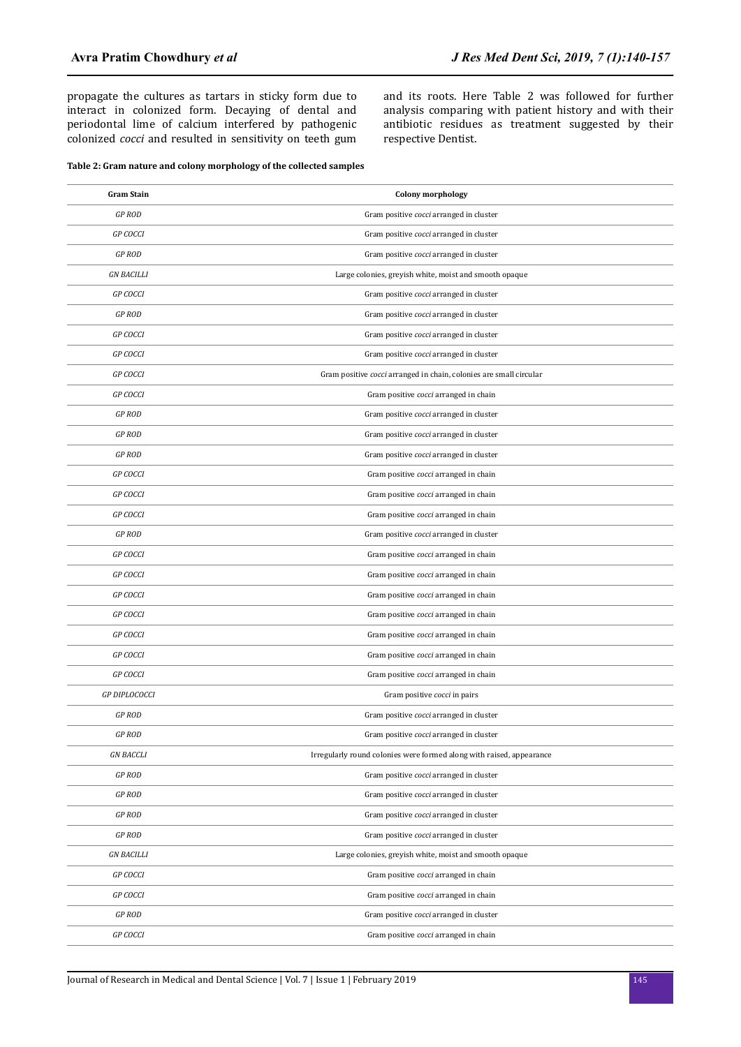propagate the cultures as tartars in sticky form due to interact in colonized form. Decaying of dental and periodontal lime of calcium interfered by pathogenic colonized *cocci* and resulted in sensitivity on teeth gum and its roots. Here Table 2 was followed for further analysis comparing with patient history and with their antibiotic residues as treatment suggested by their respective Dentist.

**Table 2: Gram nature and colony morphology of the collected samples**

| Gram Stain | Colony morphology |
|---|---|
| *GP ROD* | Gram positive *cocci* arranged in cluster |
| *GP COCCI* | Gram positive *cocci* arranged in cluster |
| *GP ROD* | Gram positive *cocci* arranged in cluster |
| *GN BACILLI* | Large colonies, greyish white, moist and smooth opaque |
| *GP COCCI* | Gram positive *cocci* arranged in cluster |
| *GP ROD* | Gram positive *cocci* arranged in cluster |
| *GP COCCI* | Gram positive *cocci* arranged in cluster |
| *GP COCCI* | Gram positive *cocci* arranged in cluster |
| *GP COCCI* | Gram positive *cocci* arranged in chain, colonies are small circular |
| *GP COCCI* | Gram positive *cocci* arranged in chain |
| *GP ROD* | Gram positive *cocci* arranged in cluster |
| *GP ROD* | Gram positive *cocci* arranged in cluster |
| *GP ROD* | Gram positive *cocci* arranged in cluster |
| *GP COCCI* | Gram positive *cocci* arranged in chain |
| *GP COCCI* | Gram positive *cocci* arranged in chain |
| *GP COCCI* | Gram positive *cocci* arranged in chain |
| *GP ROD* | Gram positive *cocci* arranged in cluster |
| *GP COCCI* | Gram positive *cocci* arranged in chain |
| *GP COCCI* | Gram positive *cocci* arranged in chain |
| *GP COCCI* | Gram positive *cocci* arranged in chain |
| *GP COCCI* | Gram positive *cocci* arranged in chain |
| *GP COCCI* | Gram positive *cocci* arranged in chain |
| *GP COCCI* | Gram positive *cocci* arranged in chain |
| *GP COCCI* | Gram positive *cocci* arranged in chain |
| *GP DIPLOCOCCI* | Gram positive *cocci* in pairs |
| *GP ROD* | Gram positive *cocci* arranged in cluster |
| *GP ROD* | Gram positive *cocci* arranged in cluster |
| *GN BACCLI* | Irregularly round colonies were formed along with raised, appearance |
| *GP ROD* | Gram positive *cocci* arranged in cluster |
| *GP ROD* | Gram positive *cocci* arranged in cluster |
| *GP ROD* | Gram positive *cocci* arranged in cluster |
| *GP ROD* | Gram positive *cocci* arranged in cluster |
| *GN BACILLI* | Large colonies, greyish white, moist and smooth opaque |
| *GP COCCI* | Gram positive *cocci* arranged in chain |
| *GP COCCI* | Gram positive *cocci* arranged in chain |
| *GP ROD* | Gram positive *cocci* arranged in cluster |
| *GP COCCI* | Gram positive *cocci* arranged in chain |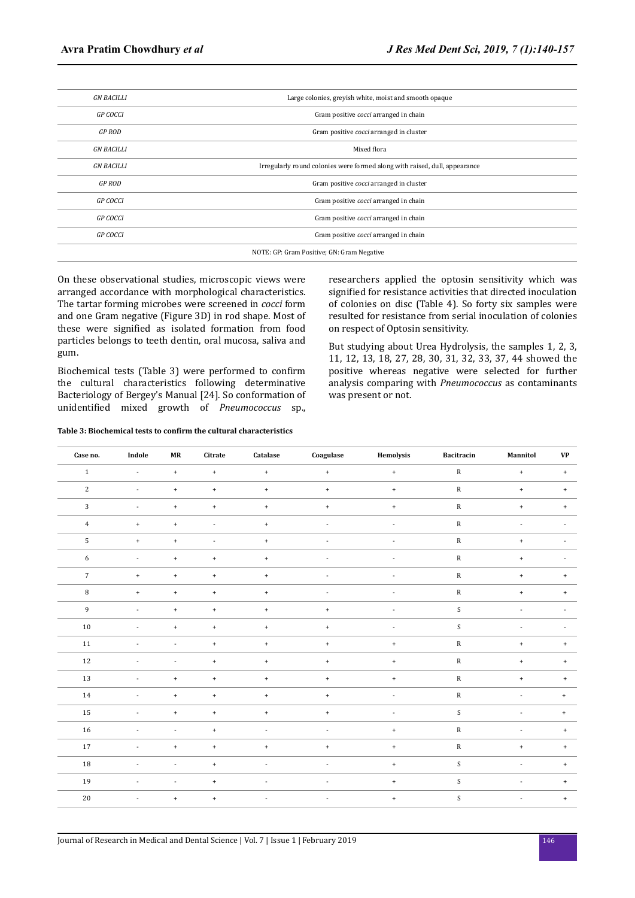| | |
|---|---|
| *GN BACILLI* | Large colonies, greyish white, moist and smooth opaque |
| *GP COCCI* | Gram positive *cocci* arranged in chain |
| *GP ROD* | Gram positive *cocci* arranged in cluster |
| *GN BACILLI* | Mixed flora |
| *GN BACILLI* | Irregularly round colonies were formed along with raised, dull, appearance |
| *GP ROD* | Gram positive *cocci* arranged in cluster |
| *GP COCCI* | Gram positive *cocci* arranged in chain |
| *GP COCCI* | Gram positive *cocci* arranged in chain |
| *GP COCCI* | Gram positive *cocci* arranged in chain |

NOTE: GP: Gram Positive; GN: Gram Negative

On these observational studies, microscopic views were arranged accordance with morphological characteristics. The tartar forming microbes were screened in *cocci* form and one Gram negative (Figure 3D) in rod shape. Most of these were signified as isolated formation from food particles belongs to teeth dentin, oral mucosa, saliva and gum.

Biochemical tests (Table 3) were performed to confirm the cultural characteristics following determinative Bacteriology of Bergey's Manual [24]. So conformation of unidentified mixed growth of *Pneumococcus* sp., researchers applied the optosin sensitivity which was signified for resistance activities that directed inoculation of colonies on disc (Table 4). So forty six samples were resulted for resistance from serial inoculation of colonies on respect of Optosin sensitivity.

But studying about Urea Hydrolysis, the samples 1, 2, 3, 11, 12, 13, 18, 27, 28, 30, 31, 32, 33, 37, 44 showed the positive whereas negative were selected for further analysis comparing with *Pneumococcus* as contaminants was present or not.

**Table 3: Biochemical tests to confirm the cultural characteristics**

| Case no. | Indole | MR | Citrate | Catalase | Coagulase | Hemolysis | Bacitracin | Mannitol | VP |
|---|---|---|---|---|---|---|---|---|---|
| 1 | - | + | + | + | + | + | R | + | + |
| 2 | - | + | + | + | + | + | R | + | + |
| 3 | - | + | + | + | + | + | R | + | + |
| 4 | + | + | - | + | - | - | R | - | - |
| 5 | + | + | - | + | - | - | R | + | - |
| 6 | - | + | + | + | - | - | R | + | - |
| 7 | + | + | + | + | - | - | R | + | + |
| 8 | + | + | + | + | - | - | R | + | + |
| 9 | - | + | + | + | + | - | S | - | - |
| 10 | - | + | + | + | + | - | S | - | - |
| 11 | - | - | + | + | + | + | R | + | + |
| 12 | - | - | + | + | + | + | R | + | + |
| 13 | - | + | + | + | + | + | R | + | + |
| 14 | - | + | + | + | + | - | R | - | + |
| 15 | - | + | + | + | + | - | S | - | + |
| 16 | - | - | + | - | - | + | R | - | + |
| 17 | - | + | + | + | + | + | R | + | + |
| 18 | - | - | + | - | - | + | S | - | + |
| 19 | - | - | + | - | - | + | S | - | + |
| 20 | - | + | + | - | - | + | S | - | + |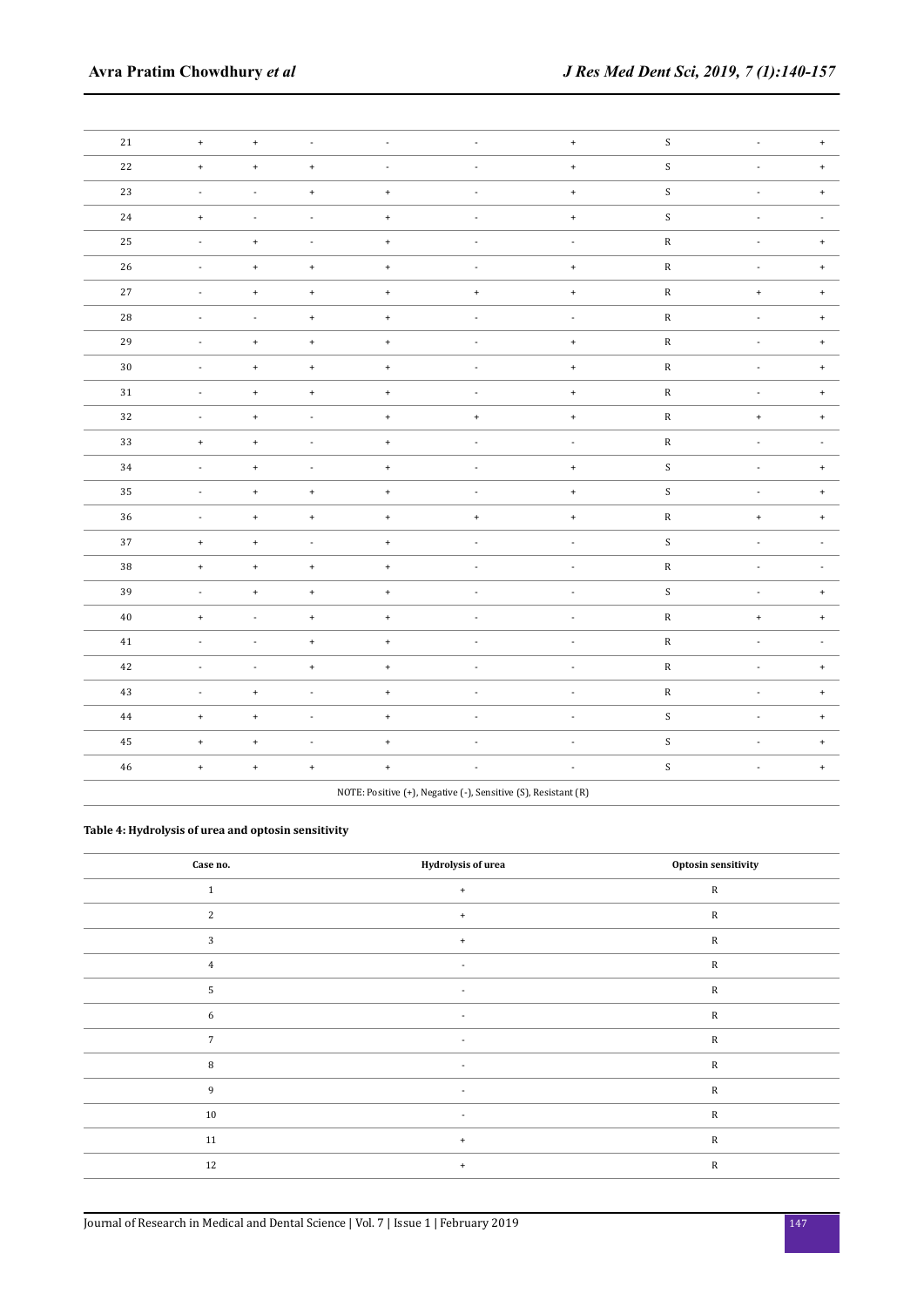| | | | | | | | | | |
|---|---|---|---|---|---|---|---|---|---|
| 21 | + | + | - | - | - | + | S | - | + |
| 22 | + | + | + | - | - | + | S | - | + |
| 23 | - | - | + | + | - | + | S | - | + |
| 24 | + | - | - | + | - | + | S | - | - |
| 25 | - | + | - | + | - | - | R | - | + |
| 26 | - | + | + | + | - | + | R | - | + |
| 27 | - | + | + | + | + | + | R | + | + |
| 28 | - | - | + | + | - | - | R | - | + |
| 29 | - | + | + | + | - | + | R | - | + |
| 30 | - | + | + | + | - | + | R | - | + |
| 31 | - | + | + | + | - | + | R | - | + |
| 32 | - | + | - | + | + | + | R | + | + |
| 33 | + | + | - | + | - | - | R | - | - |
| 34 | - | + | - | + | - | + | S | - | + |
| 35 | - | + | + | + | - | + | S | - | + |
| 36 | - | + | + | + | + | + | R | + | + |
| 37 | + | + | - | + | - | - | S | - | - |
| 38 | + | + | + | + | - | - | R | - | - |
| 39 | - | + | + | + | - | - | S | - | + |
| 40 | + | - | + | + | - | - | R | + | + |
| 41 | - | - | + | + | - | - | R | - | - |
| 42 | - | - | + | + | - | - | R | - | + |
| 43 | - | + | - | + | - | - | R | - | + |
| 44 | + | + | - | + | - | - | S | - | + |
| 45 | + | + | - | + | - | - | S | - | + |
| 46 | + | + | + | + | - | - | S | - | + |

NOTE: Positive (+), Negative (-), Sensitive (S), Resistant (R)

**Table 4: Hydrolysis of urea and optosin sensitivity**

| Case no. | Hydrolysis of urea | Optosin sensitivity |
|---|---|---|
| 1 | + | R |
| 2 | + | R |
| 3 | + | R |
| 4 | - | R |
| 5 | - | R |
| 6 | - | R |
| 7 | - | R |
| 8 | - | R |
| 9 | - | R |
| 10 | - | R |
| 11 | + | R |
| 12 | + | R |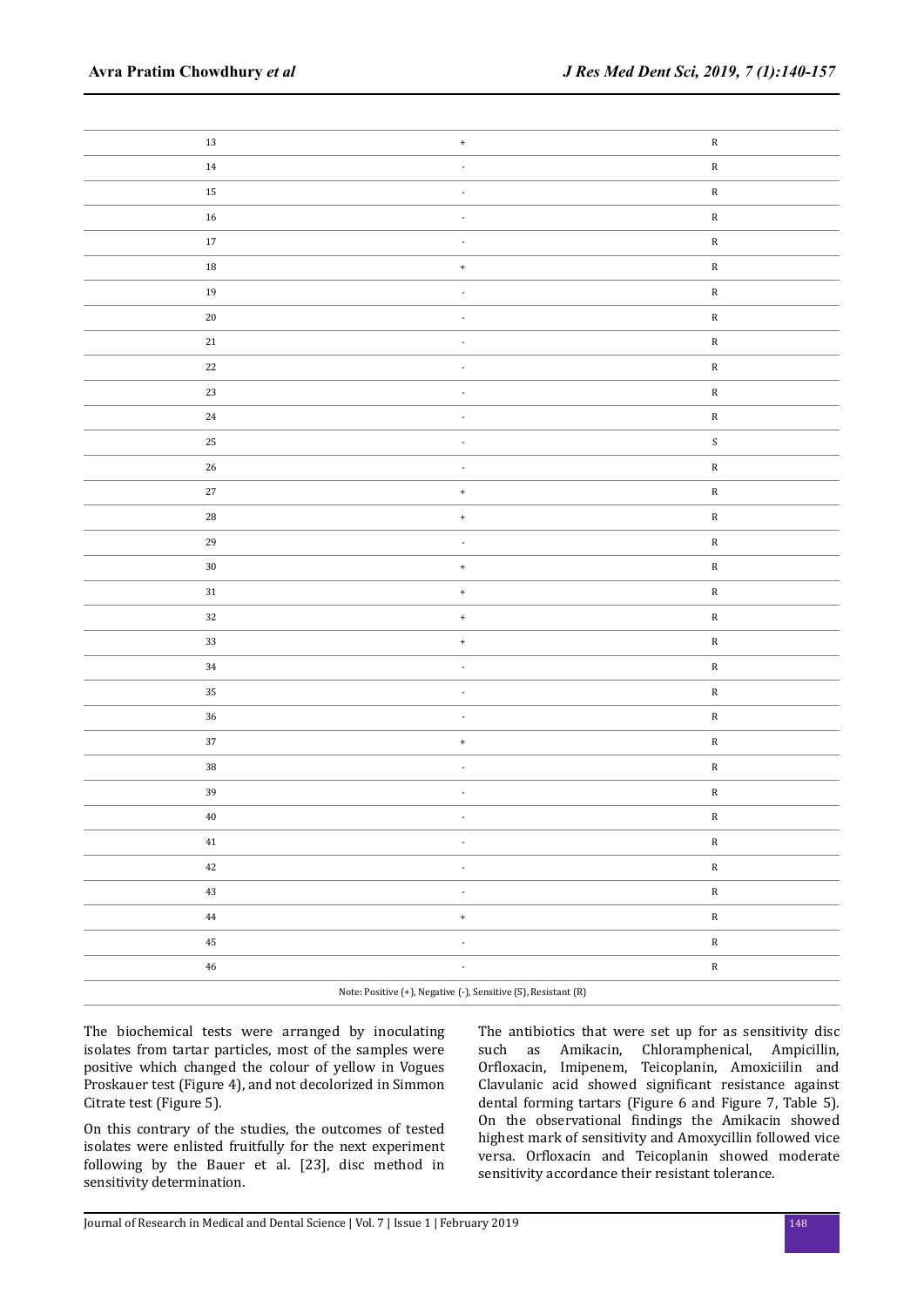| | | |
|---|---|---|
| 13 | + | R |
| 14 | - | R |
| 15 | - | R |
| 16 | - | R |
| 17 | - | R |
| 18 | + | R |
| 19 | - | R |
| 20 | - | R |
| 21 | - | R |
| 22 | - | R |
| 23 | - | R |
| 24 | - | R |
| 25 | - | S |
| 26 | - | R |
| 27 | + | R |
| 28 | + | R |
| 29 | - | R |
| 30 | + | R |
| 31 | + | R |
| 32 | + | R |
| 33 | + | R |
| 34 | - | R |
| 35 | - | R |
| 36 | - | R |
| 37 | + | R |
| 38 | - | R |
| 39 | - | R |
| 40 | - | R |
| 41 | - | R |
| 42 | - | R |
| 43 | - | R |
| 44 | + | R |
| 45 | - | R |
| 46 | - | R |

Note: Positive (+), Negative (-), Sensitive (S), Resistant (R)

The biochemical tests were arranged by inoculating isolates from tartar particles, most of the samples were positive which changed the colour of yellow in Vogues Proskauer test (Figure 4), and not decolorized in Simmon Citrate test (Figure 5).

On this contrary of the studies, the outcomes of tested isolates were enlisted fruitfully for the next experiment following by the Bauer et al. [23], disc method in sensitivity determination.

The antibiotics that were set up for as sensitivity disc such as Amikacin, Chloramphenical, Ampicillin, Orfloxacin, Imipenem, Teicoplanin, Amoxiciilin and Clavulanic acid showed significant resistance against dental forming tartars (Figure 6 and Figure 7, Table 5). On the observational findings the Amikacin showed highest mark of sensitivity and Amoxycillin followed vice versa. Orfloxacin and Teicoplanin showed moderate sensitivity accordance their resistant tolerance.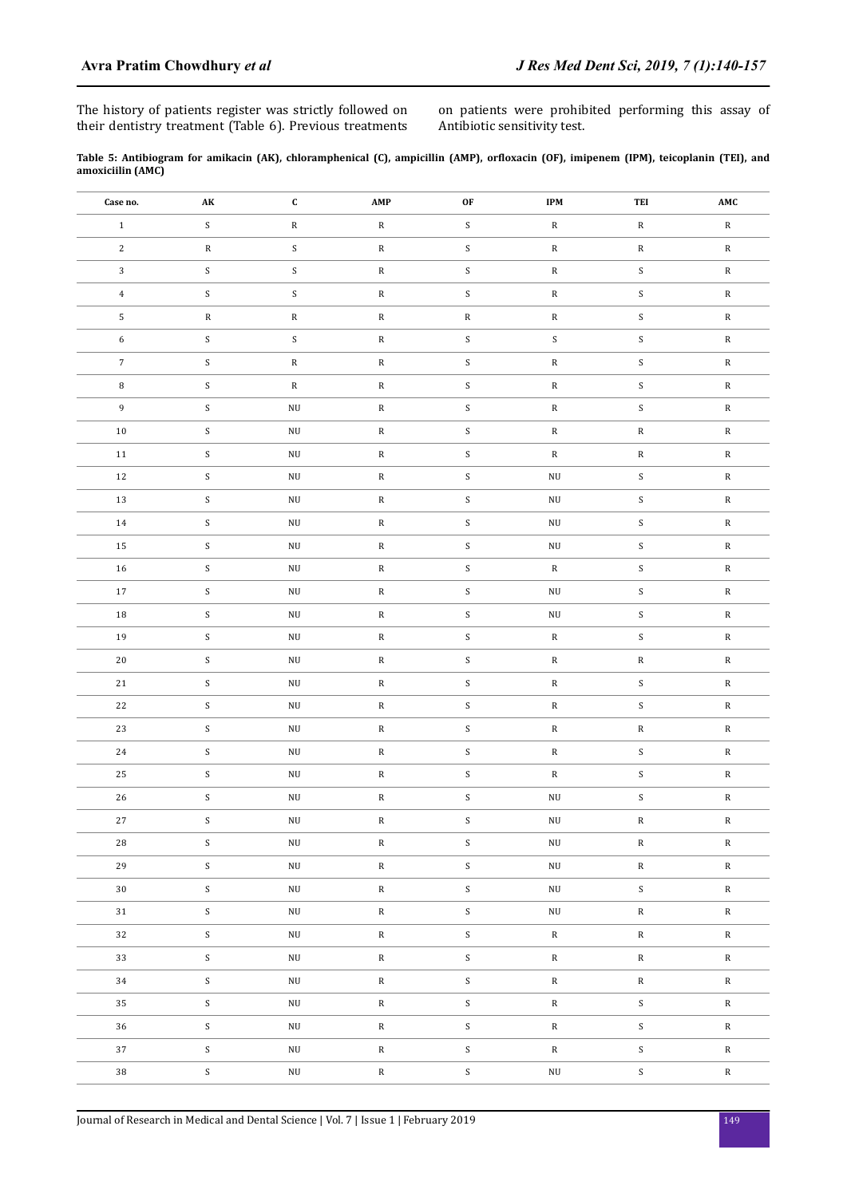The history of patients register was strictly followed on their dentistry treatment (Table 6). Previous treatments on patients were prohibited performing this assay of Antibiotic sensitivity test.

**Table 5: Antibiogram for amikacin (AK), chloramphenical (C), ampicillin (AMP), orfloxacin (OF), imipenem (IPM), teicoplanin (TEI), and amoxiciilin (AMC)**

| Case no. | AK | C | AMP | OF | IPM | TEI | AMC |
|---|---|---|---|---|---|---|---|
| 1 | S | R | R | S | R | R | R |
| 2 | R | S | R | S | R | R | R |
| 3 | S | S | R | S | R | S | R |
| 4 | S | S | R | S | R | S | R |
| 5 | R | R | R | R | R | S | R |
| 6 | S | S | R | S | S | S | R |
| 7 | S | R | R | S | R | S | R |
| 8 | S | R | R | S | R | S | R |
| 9 | S | NU | R | S | R | S | R |
| 10 | S | NU | R | S | R | R | R |
| 11 | S | NU | R | S | R | R | R |
| 12 | S | NU | R | S | NU | S | R |
| 13 | S | NU | R | S | NU | S | R |
| 14 | S | NU | R | S | NU | S | R |
| 15 | S | NU | R | S | NU | S | R |
| 16 | S | NU | R | S | R | S | R |
| 17 | S | NU | R | S | NU | S | R |
| 18 | S | NU | R | S | NU | S | R |
| 19 | S | NU | R | S | R | S | R |
| 20 | S | NU | R | S | R | R | R |
| 21 | S | NU | R | S | R | S | R |
| 22 | S | NU | R | S | R | S | R |
| 23 | S | NU | R | S | R | R | R |
| 24 | S | NU | R | S | R | S | R |
| 25 | S | NU | R | S | R | S | R |
| 26 | S | NU | R | S | NU | S | R |
| 27 | S | NU | R | S | NU | R | R |
| 28 | S | NU | R | S | NU | R | R |
| 29 | S | NU | R | S | NU | R | R |
| 30 | S | NU | R | S | NU | S | R |
| 31 | S | NU | R | S | NU | R | R |
| 32 | S | NU | R | S | R | R | R |
| 33 | S | NU | R | S | R | R | R |
| 34 | S | NU | R | S | R | R | R |
| 35 | S | NU | R | S | R | S | R |
| 36 | S | NU | R | S | R | S | R |
| 37 | S | NU | R | S | R | S | R |
| 38 | S | NU | R | S | NU | S | R |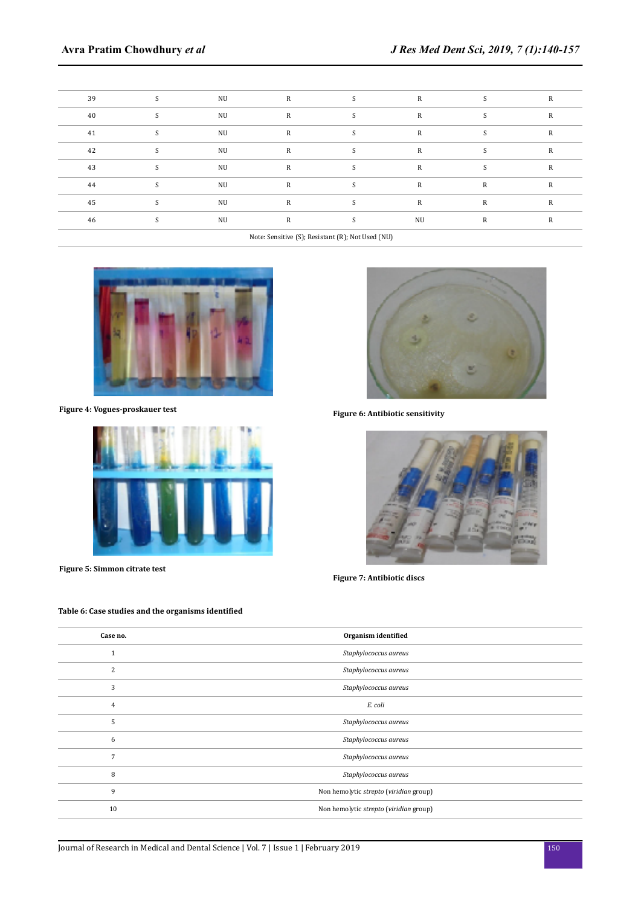| | | | | | | | |
|---|---|---|---|---|---|---|---|
| 39 | S | NU | R | S | R | S | R |
| 40 | S | NU | R | S | R | S | R |
| 41 | S | NU | R | S | R | S | R |
| 42 | S | NU | R | S | R | S | R |
| 43 | S | NU | R | S | R | S | R |
| 44 | S | NU | R | S | R | R | R |
| 45 | S | NU | R | S | R | R | R |
| 46 | S | NU | R | S | NU | R | R |

Note: Sensitive (S); Resistant (R); Not Used (NU)

**Figure 4: Vogues-proskauer test**

**Figure 5: Simmon citrate test**

**Figure 6: Antibiotic sensitivity**

**Figure 7: Antibiotic discs**

**Table 6: Case studies and the organisms identified**

| Case no. | Organism identified |
|---|---|
| 1 | *Staphylococcus aureus* |
| 2 | *Staphylococcus aureus* |
| 3 | *Staphylococcus aureus* |
| 4 | *E. coli* |
| 5 | *Staphylococcus aureus* |
| 6 | *Staphylococcus aureus* |
| 7 | *Staphylococcus aureus* |
| 8 | *Staphylococcus aureus* |
| 9 | Non hemolytic *strepto* (*viridian* group) |
| 10 | Non hemolytic *strepto* (*viridian* group) |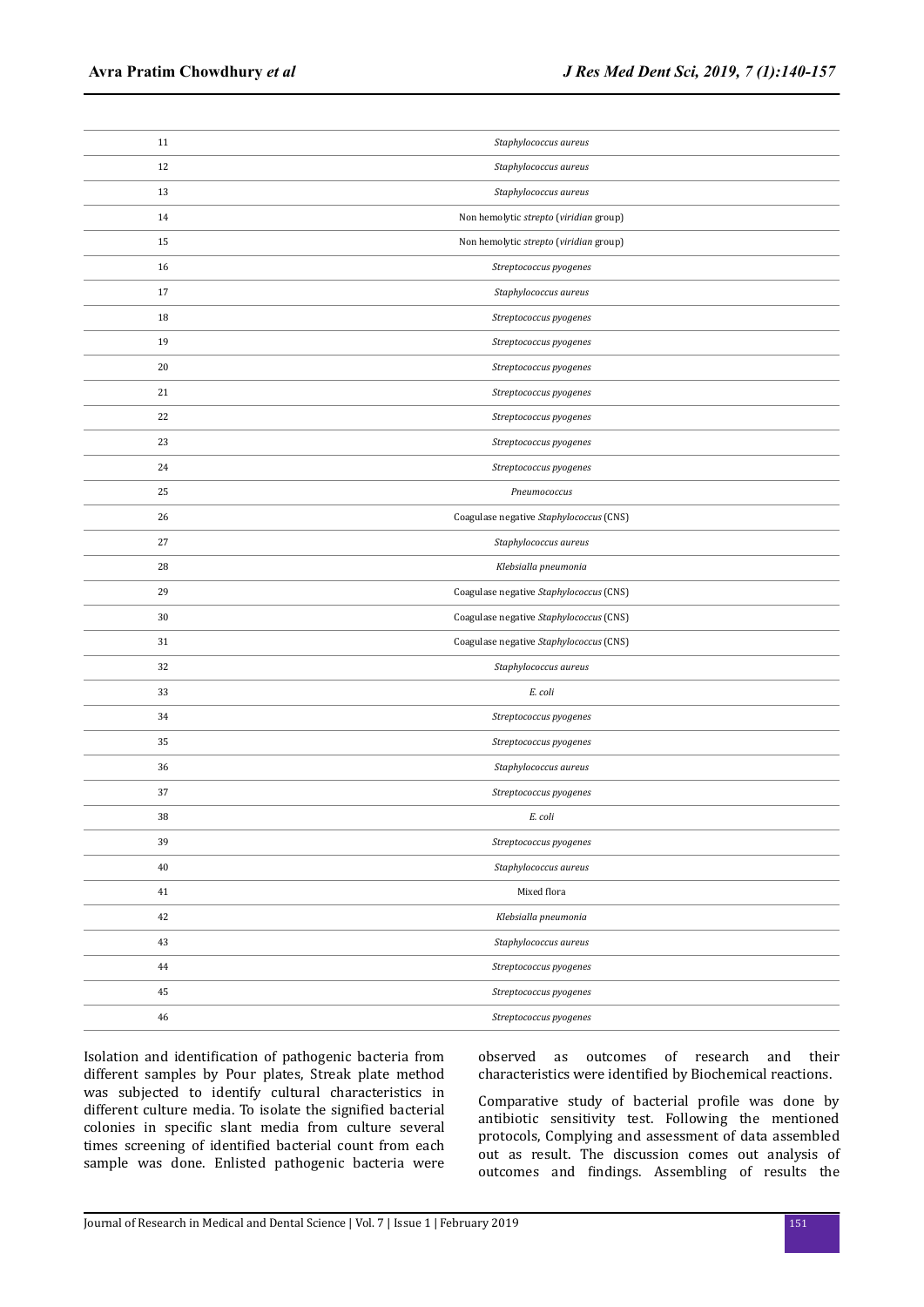| | |
|---|---|
| 11 | *Staphylococcus aureus* |
| 12 | *Staphylococcus aureus* |
| 13 | *Staphylococcus aureus* |
| 14 | Non hemolytic *strepto* (*viridian* group) |
| 15 | Non hemolytic *strepto* (*viridian* group) |
| 16 | *Streptococcus pyogenes* |
| 17 | *Staphylococcus aureus* |
| 18 | *Streptococcus pyogenes* |
| 19 | *Streptococcus pyogenes* |
| 20 | *Streptococcus pyogenes* |
| 21 | *Streptococcus pyogenes* |
| 22 | *Streptococcus pyogenes* |
| 23 | *Streptococcus pyogenes* |
| 24 | *Streptococcus pyogenes* |
| 25 | *Pneumococcus* |
| 26 | Coagulase negative *Staphylococcus* (CNS) |
| 27 | *Staphylococcus aureus* |
| 28 | *Klebsialla pneumonia* |
| 29 | Coagulase negative *Staphylococcus* (CNS) |
| 30 | Coagulase negative *Staphylococcus* (CNS) |
| 31 | Coagulase negative *Staphylococcus* (CNS) |
| 32 | *Staphylococcus aureus* |
| 33 | *E. coli* |
| 34 | *Streptococcus pyogenes* |
| 35 | *Streptococcus pyogenes* |
| 36 | *Staphylococcus aureus* |
| 37 | *Streptococcus pyogenes* |
| 38 | *E. coli* |
| 39 | *Streptococcus pyogenes* |
| 40 | *Staphylococcus aureus* |
| 41 | Mixed flora |
| 42 | *Klebsialla pneumonia* |
| 43 | *Staphylococcus aureus* |
| 44 | *Streptococcus pyogenes* |
| 45 | *Streptococcus pyogenes* |
| 46 | *Streptococcus pyogenes* |

Isolation and identification of pathogenic bacteria from different samples by Pour plates, Streak plate method was subjected to identify cultural characteristics in different culture media. To isolate the signified bacterial colonies in specific slant media from culture several times screening of identified bacterial count from each sample was done. Enlisted pathogenic bacteria were observed as outcomes of research and their characteristics were identified by Biochemical reactions.

Comparative study of bacterial profile was done by antibiotic sensitivity test. Following the mentioned protocols, Complying and assessment of data assembled out as result. The discussion comes out analysis of outcomes and findings. Assembling of results the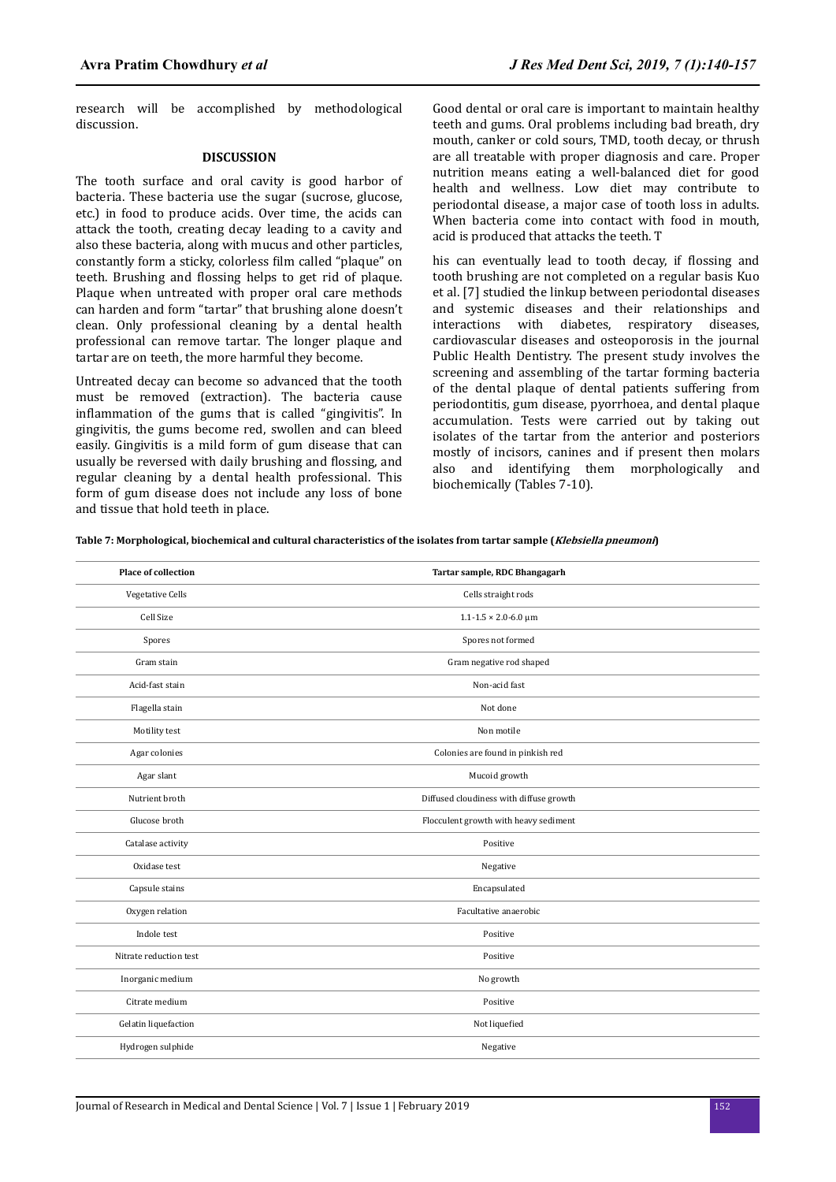research will be accomplished by methodological discussion.

## DISCUSSION

The tooth surface and oral cavity is good harbor of bacteria. These bacteria use the sugar (sucrose, glucose, etc.) in food to produce acids. Over time, the acids can attack the tooth, creating decay leading to a cavity and also these bacteria, along with mucus and other particles, constantly form a sticky, colorless film called "plaque" on teeth. Brushing and flossing helps to get rid of plaque. Plaque when untreated with proper oral care methods can harden and form "tartar" that brushing alone doesn't clean. Only professional cleaning by a dental health professional can remove tartar. The longer plaque and tartar are on teeth, the more harmful they become.

Untreated decay can become so advanced that the tooth must be removed (extraction). The bacteria cause inflammation of the gums that is called "gingivitis". In gingivitis, the gums become red, swollen and can bleed easily. Gingivitis is a mild form of gum disease that can usually be reversed with daily brushing and flossing, and regular cleaning by a dental health professional. This form of gum disease does not include any loss of bone and tissue that hold teeth in place.

Good dental or oral care is important to maintain healthy teeth and gums. Oral problems including bad breath, dry mouth, canker or cold sours, TMD, tooth decay, or thrush are all treatable with proper diagnosis and care. Proper nutrition means eating a well-balanced diet for good health and wellness. Low diet may contribute to periodontal disease, a major case of tooth loss in adults. When bacteria come into contact with food in mouth, acid is produced that attacks the teeth. This can eventually lead to tooth decay, if flossing and tooth brushing are not completed on a regular basis Kuo et al. [7] studied the linkup between periodontal diseases and systemic diseases and their relationships and interactions with diabetes, respiratory diseases, cardiovascular diseases and osteoporosis in the journal Public Health Dentistry. The present study involves the screening and assembling of the tartar forming bacteria of the dental plaque of dental patients suffering from periodontitis, gum disease, pyorrhoea, and dental plaque accumulation. Tests were carried out by taking out isolates of the tartar from the anterior and posteriors mostly of incisors, canines and if present then molars also and identifying them morphologically and biochemically (Tables 7-10).

**Table 7: Morphological, biochemical and cultural characteristics of the isolates from tartar sample (*Klebsiella pneumoni*)**

| Place of collection | Tartar sample, RDC Bhangagarh |
|---|---|
| Vegetative Cells | Cells straight rods |
| Cell Size | 1.1-1.5 × 2.0-6.0 µm |
| Spores | Spores not formed |
| Gram stain | Gram negative rod shaped |
| Acid-fast stain | Non-acid fast |
| Flagella stain | Not done |
| Motility test | Non motile |
| Agar colonies | Colonies are found in pinkish red |
| Agar slant | Mucoid growth |
| Nutrient broth | Diffused cloudiness with diffuse growth |
| Glucose broth | Flocculent growth with heavy sediment |
| Catalase activity | Positive |
| Oxidase test | Negative |
| Capsule stains | Encapsulated |
| Oxygen relation | Facultative anaerobic |
| Indole test | Positive |
| Nitrate reduction test | Positive |
| Inorganic medium | No growth |
| Citrate medium | Positive |
| Gelatin liquefaction | Not liquefied |
| Hydrogen sulphide | Negative |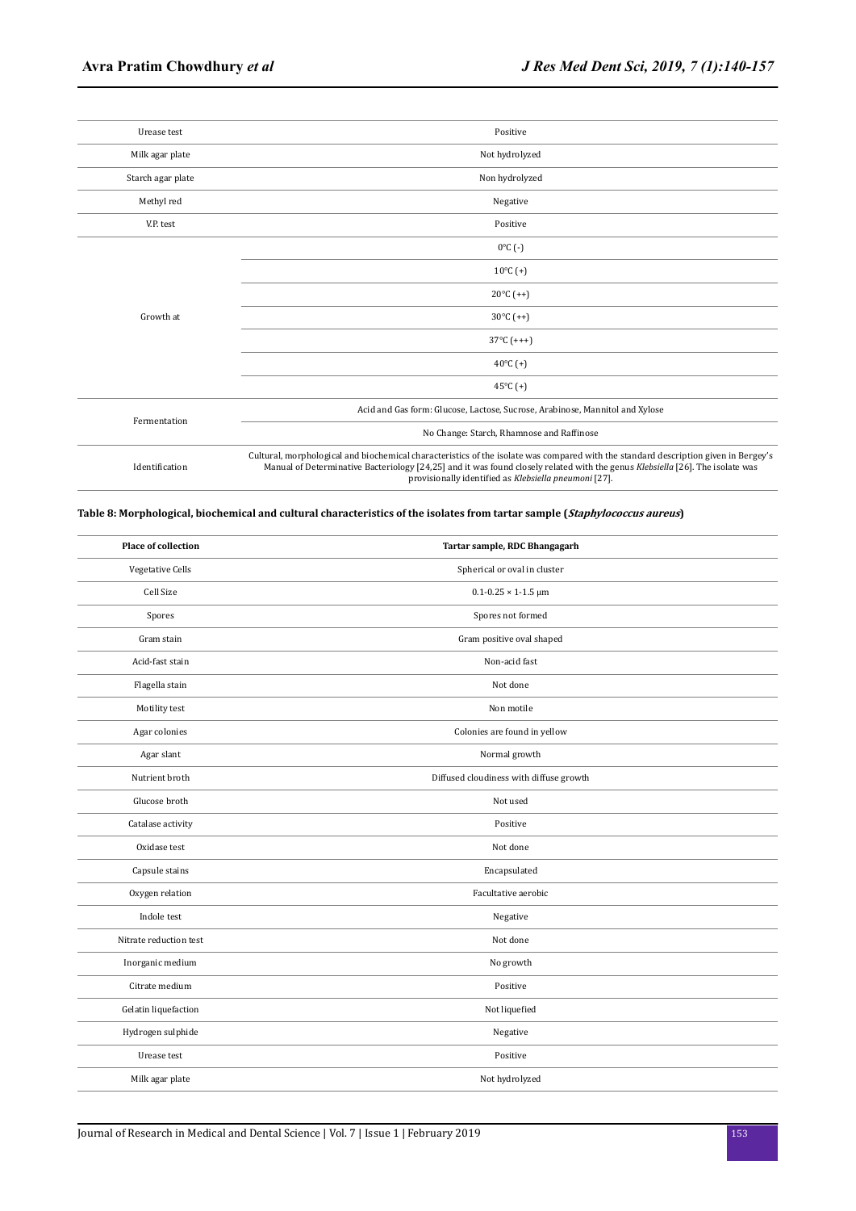| | |
|---|---|
| Urease test | Positive |
| Milk agar plate | Not hydrolyzed |
| Starch agar plate | Non hydrolyzed |
| Methyl red | Negative |
| V.P. test | Positive |
| Growth at | 0°C (-) |
| | 10°C (+) |
| | 20°C (++) |
| | 30°C (++) |
| | 37°C (+++) |
| | 40°C (+) |
| | 45°C (+) |
| Fermentation | Acid and Gas form: Glucose, Lactose, Sucrose, Arabinose, Mannitol and Xylose |
| | No Change: Starch, Rhamnose and Raffinose |
| Identification | Cultural, morphological and biochemical characteristics of the isolate was compared with the standard description given in Bergey's Manual of Determinative Bacteriology [24,25] and it was found closely related with the genus *Klebsiella* [26]. The isolate was provisionally identified as *Klebsiella pneumoni* [27]. |

**Table 8: Morphological, biochemical and cultural characteristics of the isolates from tartar sample (*Staphylococcus aureus*)**

| Place of collection | Tartar sample, RDC Bhangagarh |
|---|---|
| Vegetative Cells | Spherical or oval in cluster |
| Cell Size | 0.1-0.25 × 1-1.5 µm |
| Spores | Spores not formed |
| Gram stain | Gram positive oval shaped |
| Acid-fast stain | Non-acid fast |
| Flagella stain | Not done |
| Motility test | Non motile |
| Agar colonies | Colonies are found in yellow |
| Agar slant | Normal growth |
| Nutrient broth | Diffused cloudiness with diffuse growth |
| Glucose broth | Not used |
| Catalase activity | Positive |
| Oxidase test | Not done |
| Capsule stains | Encapsulated |
| Oxygen relation | Facultative aerobic |
| Indole test | Negative |
| Nitrate reduction test | Not done |
| Inorganic medium | No growth |
| Citrate medium | Positive |
| Gelatin liquefaction | Not liquefied |
| Hydrogen sulphide | Negative |
| Urease test | Positive |
| Milk agar plate | Not hydrolyzed |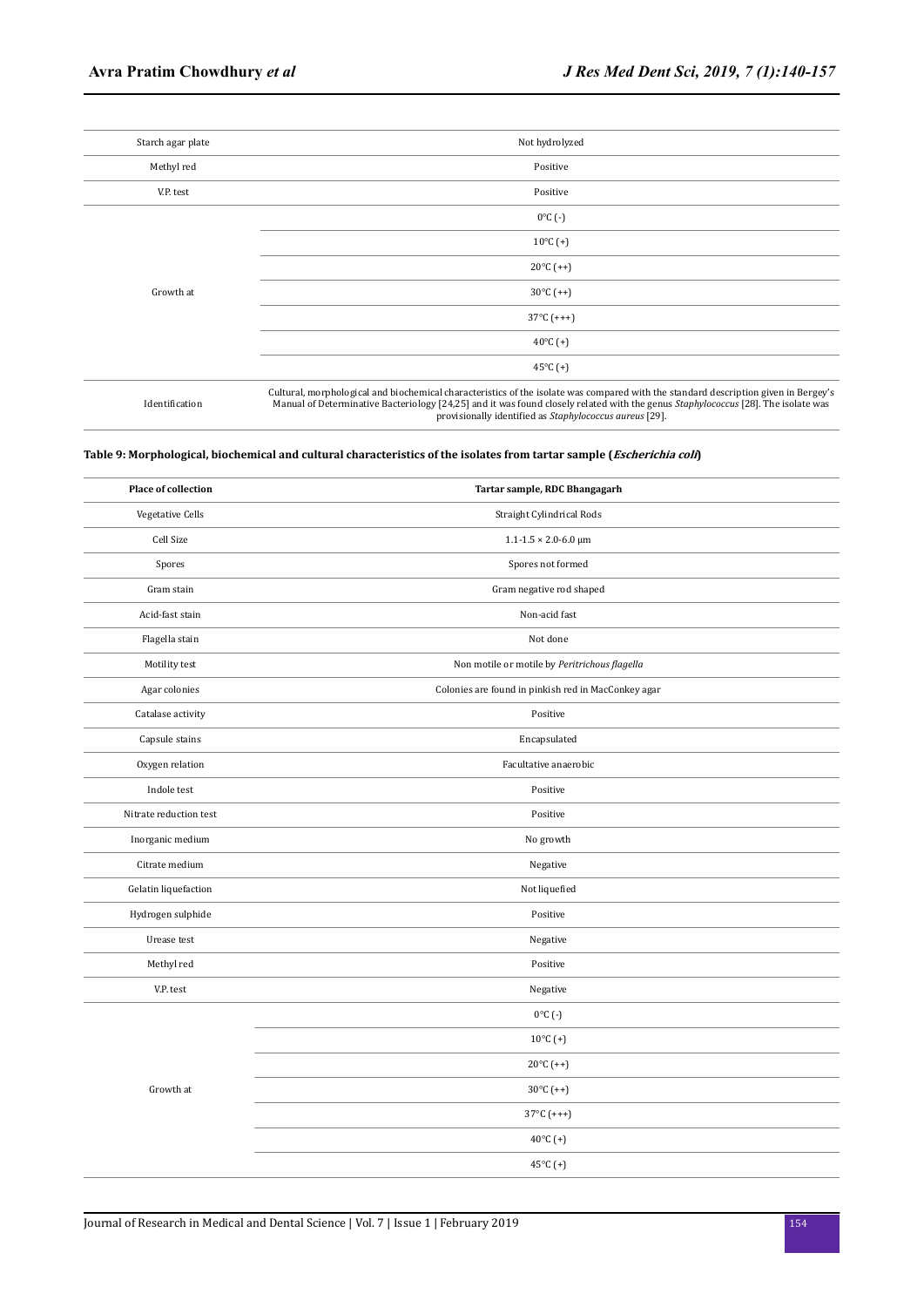| | |
|---|---|
| Starch agar plate | Not hydrolyzed |
| Methyl red | Positive |
| V.P. test | Positive |
| Growth at | 0°C (-) |
| | 10°C (+) |
| | 20°C (++) |
| | 30°C (++) |
| | 37°C (+++) |
| | 40°C (+) |
| | 45°C (+) |
| Identification | Cultural, morphological and biochemical characteristics of the isolate was compared with the standard description given in Bergey's Manual of Determinative Bacteriology [24,25] and it was found closely related with the genus *Staphylococcus* [28]. The isolate was provisionally identified as *Staphylococcus aureus* [29]. |

**Table 9: Morphological, biochemical and cultural characteristics of the isolates from tartar sample (*Escherichia coli*)**

| Place of collection | Tartar sample, RDC Bhangagarh |
|---|---|
| Vegetative Cells | Straight Cylindrical Rods |
| Cell Size | 1.1-1.5 × 2.0-6.0 µm |
| Spores | Spores not formed |
| Gram stain | Gram negative rod shaped |
| Acid-fast stain | Non-acid fast |
| Flagella stain | Not done |
| Motility test | Non motile or motile by *Peritrichous flagella* |
| Agar colonies | Colonies are found in pinkish red in MacConkey agar |
| Catalase activity | Positive |
| Capsule stains | Encapsulated |
| Oxygen relation | Facultative anaerobic |
| Indole test | Positive |
| Nitrate reduction test | Positive |
| Inorganic medium | No growth |
| Citrate medium | Negative |
| Gelatin liquefaction | Not liquefied |
| Hydrogen sulphide | Positive |
| Urease test | Negative |
| Methyl red | Positive |
| V.P. test | Negative |
| Growth at | 0°C (-) |
| | 10°C (+) |
| | 20°C (++) |
| | 30°C (++) |
| | 37°C (+++) |
| | 40°C (+) |
| | 45°C (+) |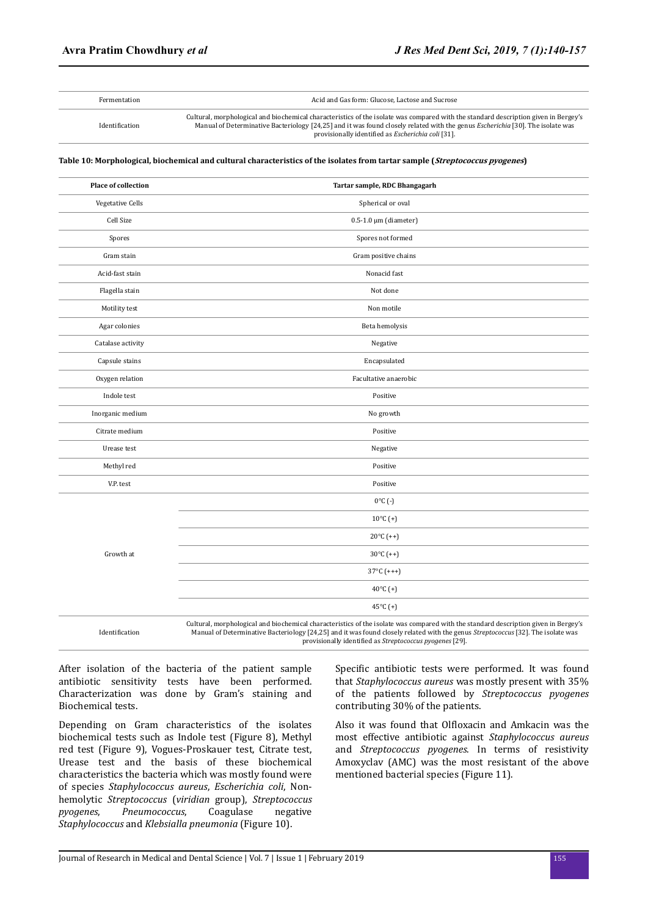| | |
|---|---|
| Fermentation | Acid and Gas form: Glucose, Lactose and Sucrose |
| Identification | Cultural, morphological and biochemical characteristics of the isolate was compared with the standard description given in Bergey's Manual of Determinative Bacteriology [24,25] and it was found closely related with the genus *Escherichia* [30]. The isolate was provisionally identified as *Escherichia coli* [31]. |

**Table 10: Morphological, biochemical and cultural characteristics of the isolates from tartar sample (*Streptococcus pyogenes*)**

| Place of collection | | Tartar sample, RDC Bhangagarh |
|---|---|---|
| Vegetative Cells | | Spherical or oval |
| Cell Size | | 0.5-1.0 µm (diameter) |
| Spores | | Spores not formed |
| Gram stain | | Gram positive chains |
| Acid-fast stain | | Nonacid fast |
| Flagella stain | | Not done |
| Motility test | | Non motile |
| Agar colonies | | Beta hemolysis |
| Catalase activity | | Negative |
| Capsule stains | | Encapsulated |
| Oxygen relation | | Facultative anaerobic |
| Indole test | | Positive |
| Inorganic medium | | No growth |
| Citrate medium | | Positive |
| Urease test | | Negative |
| Methyl red | | Positive |
| V.P. test | | Positive |
| Growth at | | 0°C (-) |
| | | 10°C (+) |
| | | 20°C (++) |
| | | 30°C (++) |
| | | 37°C (+++) |
| | | 40°C (+) |
| | | 45°C (+) |
| Identification | | Cultural, morphological and biochemical characteristics of the isolate was compared with the standard description given in Bergey's Manual of Determinative Bacteriology [24,25] and it was found closely related with the genus *Streptococcus* [32]. The isolate was provisionally identified as *Streptococcus pyogenes* [29]. |

After isolation of the bacteria of the patient sample antibiotic sensitivity tests have been performed. Characterization was done by Gram's staining and Biochemical tests.

Depending on Gram characteristics of the isolates biochemical tests such as Indole test (Figure 8), Methyl red test (Figure 9), Vogues-Proskauer test, Citrate test, Urease test and the basis of these biochemical characteristics the bacteria which was mostly found were of species *Staphylococcus aureus*, *Escherichia coli*, Non-hemolytic *Streptococcus* (*viridian* group), *Streptococcus pyogenes*, *Pneumococcus*, Coagulase negative *Staphylococcus* and *Klebsialla pneumonia* (Figure 10).

Specific antibiotic tests were performed. It was found that *Staphylococcus aureus* was mostly present with 35% of the patients followed by *Streptococcus pyogenes* contributing 30% of the patients.

Also it was found that Olfloxacin and Amkacin was the most effective antibiotic against *Staphylococcus aureus* and *Streptococcus pyogenes*. In terms of resistivity Amoxyclav (AMC) was the most resistant of the above mentioned bacterial species (Figure 11).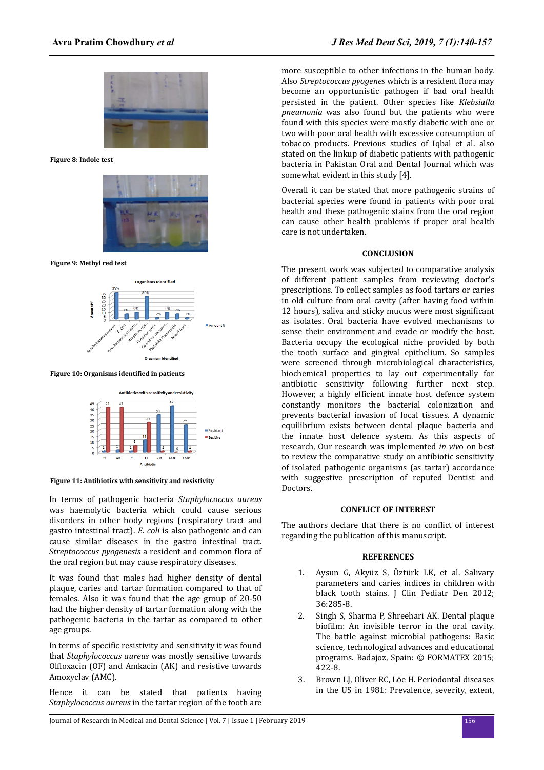Figure 8: Indole test

Figure 9: Methyl red test

Figure 10: Organisms identified in patients

Figure 11: Antibiotics with sensitivity and resistivity

In terms of pathogenic bacteria *Staphylococcus aureus* was haemolytic bacteria which could cause serious disorders in other body regions (respiratory tract and gastro intestinal tract). *E. coli* is also pathogenic and can cause similar diseases in the gastro intestinal tract. *Streptococcus pyogenesis* a resident and common flora of the oral region but may cause respiratory diseases.

It was found that males had higher density of dental plaque, caries and tartar formation compared to that of females. Also it was found that the age group of 20-50 had the higher density of tartar formation along with the pathogenic bacteria in the tartar as compared to other age groups.

In terms of specific resistivity and sensitivity it was found that *Staphylococcus aureus* was mostly sensitive towards Olfloxacin (OF) and Amkacin (AK) and resistive towards Amoxyclav (AMC).

Hence it can be stated that patients having *Staphylococcus aureus* in the tartar region of the tooth are more susceptible to other infections in the human body. Also *Streptococcus pyogenes* which is a resident flora may become an opportunistic pathogen if bad oral health persisted in the patient. Other species like *Klebsialla pneumonia* was also found but the patients who were found with this species were mostly diabetic with one or two with poor oral health with excessive consumption of tobacco products. Previous studies of Iqbal et al. also stated on the linkup of diabetic patients with pathogenic bacteria in Pakistan Oral and Dental Journal which was somewhat evident in this study [4].

Overall it can be stated that more pathogenic strains of bacterial species were found in patients with poor oral health and these pathogenic stains from the oral region can cause other health problems if proper oral health care is not undertaken.

## CONCLUSION

The present work was subjected to comparative analysis of different patient samples from reviewing doctor's prescriptions. To collect samples as food tartars or caries in old culture from oral cavity (after having food within 12 hours), saliva and sticky mucus were most significant as isolates. Oral bacteria have evolved mechanisms to sense their environment and evade or modify the host. Bacteria occupy the ecological niche provided by both the tooth surface and gingival epithelium. So samples were screened through microbiological characteristics, biochemical properties to lay out experimentally for antibiotic sensitivity following further next step. However, a highly efficient innate host defence system constantly monitors the bacterial colonization and prevents bacterial invasion of local tissues. A dynamic equilibrium exists between dental plaque bacteria and the innate host defence system. As this aspects of research, Our research was implemented *in vivo* on best to review the comparative study on antibiotic sensitivity of isolated pathogenic organisms (as tartar) accordance with suggestive prescription of reputed Dentist and Doctors.

## CONFLICT OF INTEREST

The authors declare that there is no conflict of interest regarding the publication of this manuscript.

## REFERENCES

1. Aysun G, Akyüz S, Öztürk LK, et al. Salivary parameters and caries indices in children with black tooth stains. J Clin Pediatr Den 2012; 36:285-8.
2. Singh S, Sharma P, Shreehari AK. Dental plaque biofilm: An invisible terror in the oral cavity. The battle against microbial pathogens: Basic science, technological advances and educational programs. Badajoz, Spain: © FORMATEX 2015; 422-8.
3. Brown LJ, Oliver RC, Löe H. Periodontal diseases in the US in 1981: Prevalence, severity, extent,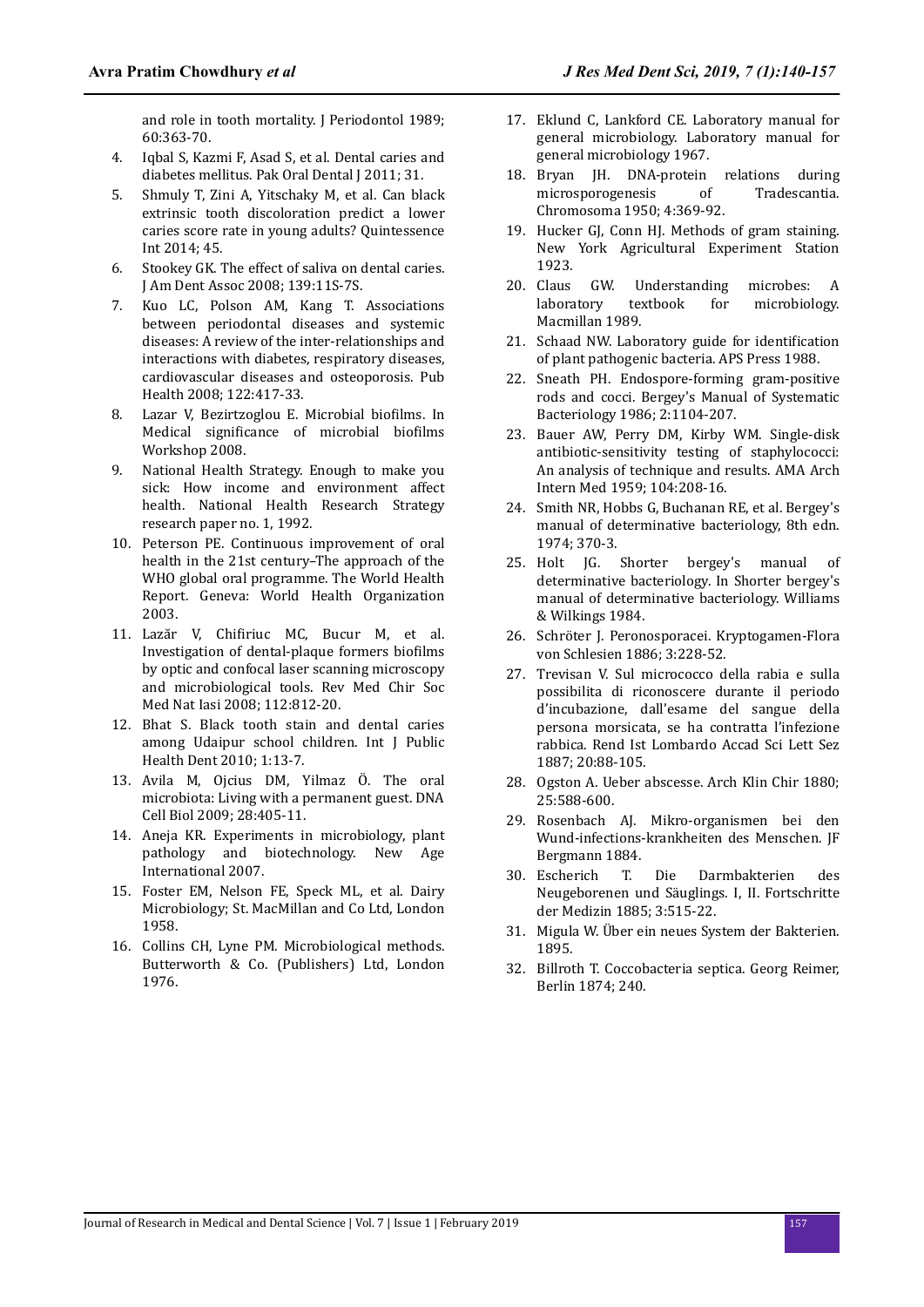and role in tooth mortality. J Periodontol 1989; 60:363-70.

4. Iqbal S, Kazmi F, Asad S, et al. Dental caries and diabetes mellitus. Pak Oral Dental J 2011; 31.
5. Shmuly T, Zini A, Yitschaky M, et al. Can black extrinsic tooth discoloration predict a lower caries score rate in young adults? Quintessence Int 2014; 45.
6. Stookey GK. The effect of saliva on dental caries. J Am Dent Assoc 2008; 139:11S-7S.
7. Kuo LC, Polson AM, Kang T. Associations between periodontal diseases and systemic diseases: A review of the inter-relationships and interactions with diabetes, respiratory diseases, cardiovascular diseases and osteoporosis. Pub Health 2008; 122:417-33.
8. Lazar V, Bezirtzoglou E. Microbial biofilms. In Medical significance of microbial biofilms Workshop 2008.
9. National Health Strategy. Enough to make you sick: How income and environment affect health. National Health Research Strategy research paper no. 1, 1992.
10. Peterson PE. Continuous improvement of oral health in the 21st century–The approach of the WHO global oral programme. The World Health Report. Geneva: World Health Organization 2003.
11. Lazăr V, Chifiriuc MC, Bucur M, et al. Investigation of dental-plaque formers biofilms by optic and confocal laser scanning microscopy and microbiological tools. Rev Med Chir Soc Med Nat Iasi 2008; 112:812-20.
12. Bhat S. Black tooth stain and dental caries among Udaipur school children. Int J Public Health Dent 2010; 1:13-7.
13. Avila M, Ojcius DM, Yilmaz Ö. The oral microbiota: Living with a permanent guest. DNA Cell Biol 2009; 28:405-11.
14. Aneja KR. Experiments in microbiology, plant pathology and biotechnology. New Age International 2007.
15. Foster EM, Nelson FE, Speck ML, et al. Dairy Microbiology; St. MacMillan and Co Ltd, London 1958.
16. Collins CH, Lyne PM. Microbiological methods. Butterworth & Co. (Publishers) Ltd, London 1976.
17. Eklund C, Lankford CE. Laboratory manual for general microbiology. Laboratory manual for general microbiology 1967.
18. Bryan JH. DNA-protein relations during microsporogenesis of Tradescantia. Chromosoma 1950; 4:369-92.
19. Hucker GJ, Conn HJ. Methods of gram staining. New York Agricultural Experiment Station 1923.
20. Claus GW. Understanding microbes: A laboratory textbook for microbiology. Macmillan 1989.
21. Schaad NW. Laboratory guide for identification of plant pathogenic bacteria. APS Press 1988.
22. Sneath PH. Endospore-forming gram-positive rods and cocci. Bergey's Manual of Systematic Bacteriology 1986; 2:1104-207.
23. Bauer AW, Perry DM, Kirby WM. Single-disk antibiotic-sensitivity testing of staphylococci: An analysis of technique and results. AMA Arch Intern Med 1959; 104:208-16.
24. Smith NR, Hobbs G, Buchanan RE, et al. Bergey's manual of determinative bacteriology, 8th edn. 1974; 370-3.
25. Holt JG. Shorter bergey's manual of determinative bacteriology. In Shorter bergey's manual of determinative bacteriology. Williams & Wilkings 1984.
26. Schröter J. Peronosporacei. Kryptogamen-Flora von Schlesien 1886; 3:228-52.
27. Trevisan V. Sul micrococco della rabia e sulla possibilita di riconoscere durante il periodo d'incubazione, dall'esame del sangue della persona morsicata, se ha contratta l'infezione rabbica. Rend Ist Lombardo Accad Sci Lett Sez 1887; 20:88-105.
28. Ogston A. Ueber abscesse. Arch Klin Chir 1880; 25:588-600.
29. Rosenbach AJ. Mikro-organismen bei den Wund-infections-krankheiten des Menschen. JF Bergmann 1884.
30. Escherich T. Die Darmbakterien des Neugeborenen und Säuglings. I, II. Fortschritte der Medizin 1885; 3:515-22.
31. Migula W. Über ein neues System der Bakterien. 1895.
32. Billroth T. Coccobacteria septica. Georg Reimer, Berlin 1874; 240.